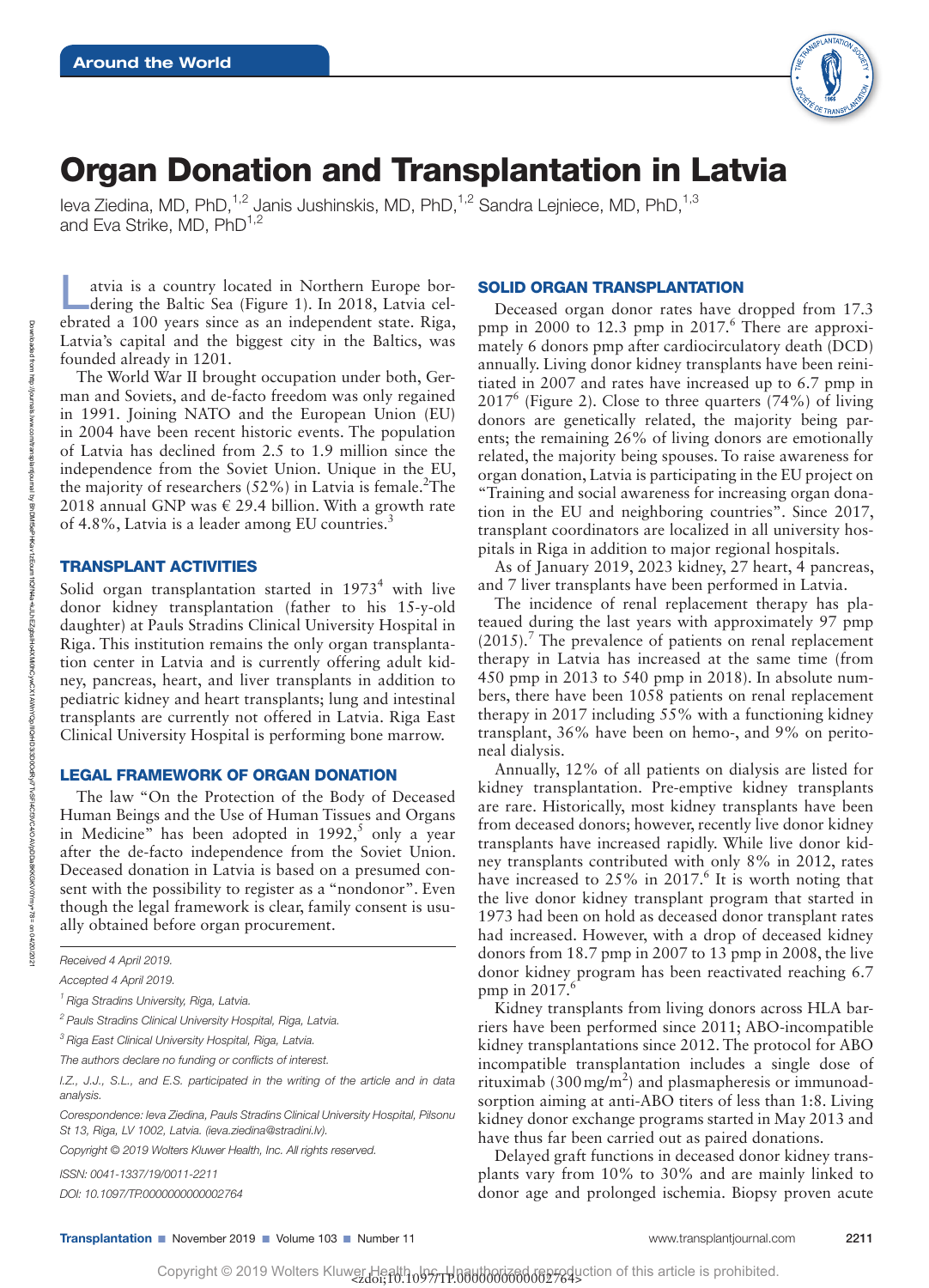# Organ Donation and Transplantation in Latvia

Ieva Ziedina, MD, PhD,[1,2] Janis Jushinskis, MD, PhD,[1,2] Sandra Lejniece, MD, PhD,[1,3] and Eva Strike, MD, PhD[1,2]

Latvia is a country located in Northern Europe bordering the Baltic Sea (Figure 1). In 2018, Latvia celebrated a 100 years since as an independent state. Riga, Latvia's capital and the biggest city in the Baltics, was founded already in 1201.

The World War II brought occupation under both, German and Soviets, and de-facto freedom was only regained in 1991. Joining NATO and the European Union (EU) in 2004 have been recent historic events. The population of Latvia has declined from 2.5 to 1.9 million since the independence from the Soviet Union. Unique in the EU, the majority of researchers (52%) in Latvia is female.[2] The 2018 annual GNP was € 29.4 billion. With a growth rate of 4.8%, Latvia is a leader among EU countries.[3]

## TRANSPLANT ACTIVITIES

Solid organ transplantation started in 1973[4] with live donor kidney transplantation (father to his 15-y-old daughter) at Pauls Stradins Clinical University Hospital in Riga. This institution remains the only organ transplantation center in Latvia and is currently offering adult kidney, pancreas, heart, and liver transplants in addition to pediatric kidney and heart transplants; lung and intestinal transplants are currently not offered in Latvia. Riga East Clinical University Hospital is performing bone marrow.

## LEGAL FRAMEWORK OF ORGAN DONATION

The law "On the Protection of the Body of Deceased Human Beings and the Use of Human Tissues and Organs in Medicine" has been adopted in 1992,[5] only a year after the de-facto independence from the Soviet Union. Deceased donation in Latvia is based on a presumed consent with the possibility to register as a "nondonor." Even though the legal framework is clear, family consent is usually obtained before organ procurement.

## SOLID ORGAN TRANSPLANTATION

Deceased organ donor rates have dropped from 17.3 pmp in 2000 to 12.3 pmp in 2017.[6] There are approximately 6 donors pmp after cardiocirculatory death (DCD) annually. Living donor kidney transplants have been reinitiated in 2007 and rates have increased up to 6.7 pmp in 2017[6] (Figure 2). Close to three quarters (74%) of living donors are genetically related, the majority being parents; the remaining 26% of living donors are emotionally related, the majority being spouses. To raise awareness for organ donation, Latvia is participating in the EU project on "Training and social awareness for increasing organ donation in the EU and neighboring countries". Since 2017, transplant coordinators are localized in all university hospitals in Riga in addition to major regional hospitals.

As of January 2019, 2023 kidney, 27 heart, 4 pancreas, and 7 liver transplants have been performed in Latvia.

The incidence of renal replacement therapy has plateaued during the last years with approximately 97 pmp (2015).[7] The prevalence of patients on renal replacement therapy in Latvia has increased at the same time (from 450 pmp in 2013 to 540 pmp in 2018). In absolute numbers, there have been 1058 patients on renal replacement therapy in 2017 including 55% with a functioning kidney transplant, 36% have been on hemo-, and 9% on peritoneal dialysis.

Annually, 12% of all patients on dialysis are listed for kidney transplantation. Pre-emptive kidney transplants are rare. Historically, most kidney transplants have been from deceased donors; however, recently live donor kidney transplants have increased rapidly. While live donor kidney transplants contributed with only 8% in 2012, rates have increased to 25% in 2017.[6] It is worth noting that the live donor kidney transplant program that started in 1973 had been on hold as deceased donor transplant rates had increased. However, with a drop of deceased kidney donors from 18.7 pmp in 2007 to 13 pmp in 2008, the live donor kidney program has been reactivated reaching 6.7 pmp in 2017.[6]

Kidney transplants from living donors across HLA barriers have been performed since 2011; ABO-incompatible kidney transplantations since 2012. The protocol for ABO incompatible transplantation includes a single dose of rituximab (300 $mg/m^2$) and plasmapheresis or immunoadsorption aiming at anti-ABO titers of less than 1:8. Living kidney donor exchange programs started in May 2013 and have thus far been carried out as paired donations.

Delayed graft functions in deceased donor kidney transplants vary from 10% to 30% and are mainly linked to donor age and prolonged ischemia. Biopsy proven acute

*Received 4 April 2019.*

*Accepted 4 April 2019.*

*[1] Riga Stradins University, Riga, Latvia.*

*[2] Pauls Stradins Clinical University Hospital, Riga, Latvia.*

*[3] Riga East Clinical University Hospital, Riga, Latvia.*

*The authors declare no funding or conflicts of interest.*

*I.Z., J.J., S.L., and E.S. participated in the writing of the article and in data analysis.*

*Corespondence: Ieva Ziedina, Pauls Stradins Clinical University Hospital, Pilsonu St 13, Riga, LV 1002, Latvia. (ieva.ziedina@stradini.lv).*

*Copyright © 2019 Wolters Kluwer Health, Inc. All rights reserved.*

*ISSN: 0041-1337/19/0011-2211*

*DOI: 10.1097/TP.0000000000002764*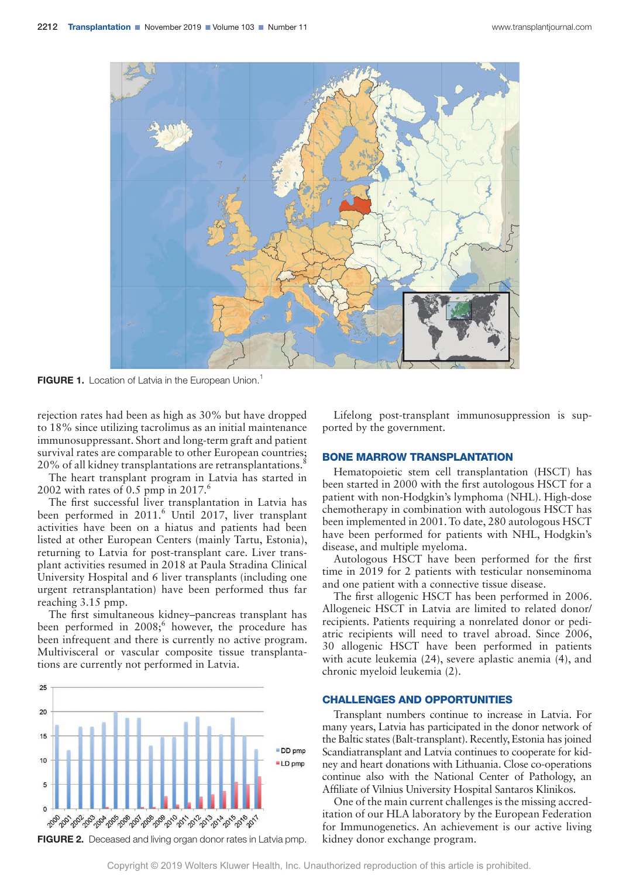FIGURE 1. Location of Latvia in the European Union.[1]

rejection rates had been as high as 30% but have dropped to 18% since utilizing tacrolimus as an initial maintenance immunosuppressant. Short and long-term graft and patient survival rates are comparable to other European countries; 20% of all kidney transplantations are retransplantations.[8]

The heart transplant program in Latvia has started in 2002 with rates of 0.5 pmp in 2017.[6]

The first successful liver transplantation in Latvia has been performed in 2011.[6] Until 2017, liver transplant activities have been on a hiatus and patients had been listed at other European Centers (mainly Tartu, Estonia), returning to Latvia for post-transplant care. Liver transplant activities resumed in 2018 at Paula Stradina Clinical University Hospital and 6 liver transplants (including one urgent retransplantation) have been performed thus far reaching 3.15 pmp.

The first simultaneous kidney–pancreas transplant has been performed in 2008;[6] however, the procedure has been infrequent and there is currently no active program. Multivisceral or vascular composite tissue transplantations are currently not performed in Latvia.

FIGURE 2. Deceased and living organ donor rates in Latvia pmp.

Lifelong post-transplant immunosuppression is supported by the government.

## BONE MARROW TRANSPLANTATION

Hematopoietic stem cell transplantation (HSCT) has been started in 2000 with the first autologous HSCT for a patient with non-Hodgkin's lymphoma (NHL). High-dose chemotherapy in combination with autologous HSCT has been implemented in 2001. To date, 280 autologous HSCT have been performed for patients with NHL, Hodgkin's disease, and multiple myeloma.

Autologous HSCT have been performed for the first time in 2019 for 2 patients with testicular nonseminoma and one patient with a connective tissue disease.

The first allogenic HSCT has been performed in 2006. Allogeneic HSCT in Latvia are limited to related donor/recipients. Patients requiring a nonrelated donor or pediatric recipients will need to travel abroad. Since 2006, 30 allogenic HSCT have been performed in patients with acute leukemia (24), severe aplastic anemia (4), and chronic myeloid leukemia (2).

## CHALLENGES AND OPPORTUNITIES

Transplant numbers continue to increase in Latvia. For many years, Latvia has participated in the donor network of the Baltic states (Balt-transplant). Recently, Estonia has joined Scandiatransplant and Latvia continues to cooperate for kidney and heart donations with Lithuania. Close co-operations continue also with the National Center of Pathology, an Affiliate of Vilnius University Hospital Santaros Klinikos.

One of the main current challenges is the missing accreditation of our HLA laboratory by the European Federation for Immunogenetics. An achievement is our active living kidney donor exchange program.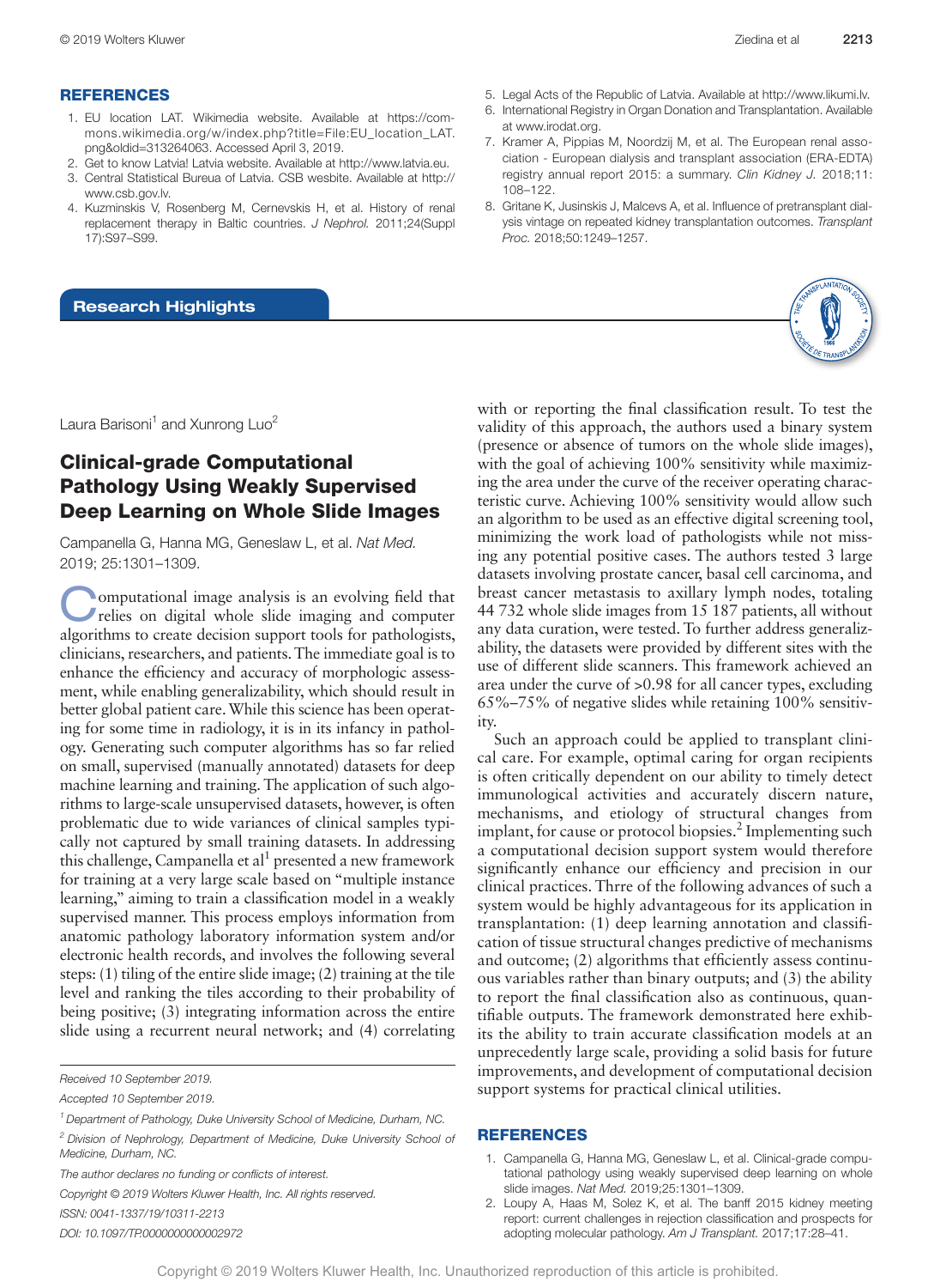## REFERENCES

1. EU location LAT. Wikimedia website. Available at https://commons.wikimedia.org/w/index.php?title=File:EU_location_LAT.png&oldid=313264063. Accessed April 3, 2019.
2. Get to know Latvia! Latvia website. Available at http://www.latvia.eu.
3. Central Statistical Bureau of Latvia. CSB wesbite. Available at http://www.csb.gov.lv.
4. Kuzminskis V, Rosenberg M, Cernevskis H, et al. History of renal replacement therapy in Baltic countries. *J Nephrol.* 2011;24(Suppl 17):S97–S99.
5. Legal Acts of the Republic of Latvia. Available at http://www.likumi.lv.
6. International Registry in Organ Donation and Transplantation. Available at www.irodat.org.
7. Kramer A, Pippias M, Noordzij M, et al. The European renal association - European dialysis and transplant association (ERA-EDTA) registry annual report 2015: a summary. *Clin Kidney J.* 2018;11:108–122.
8. Gritane K, Jusinskis J, Malcevs A, et al. Influence of pretransplant dialysis vintage on repeated kidney transplantation outcomes. *Transplant Proc.* 2018;50:1249–1257.

**Research Highlights**

Laura Barisoni[1] and Xunrong Luo[2]

# Clinical-grade Computational Pathology Using Weakly Supervised Deep Learning on Whole Slide Images

Campanella G, Hanna MG, Geneslaw L, et al. *Nat Med.* 2019; 25:1301–1309.

Computational image analysis is an evolving field that relies on digital whole slide imaging and computer algorithms to create decision support tools for pathologists, clinicians, researchers, and patients. The immediate goal is to enhance the efficiency and accuracy of morphologic assessment, while enabling generalizability, which should result in better global patient care. While this science has been operating for some time in radiology, it is in its infancy in pathology. Generating such computer algorithms has so far relied on small, supervised (manually annotated) datasets for deep machine learning and training. The application of such algorithms to large-scale unsupervised datasets, however, is often problematic due to wide variances of clinical samples typically not captured by small training datasets. In addressing this challenge, Campanella et al[1] presented a new framework for training at a very large scale based on "multiple instance learning," aiming to train a classification model in a weakly supervised manner. This process employs information from anatomic pathology laboratory information system and/or electronic health records, and involves the following several steps: (1) tiling of the entire slide image; (2) training at the tile level and ranking the tiles according to their probability of being positive; (3) integrating information across the entire slide using a recurrent neural network; and (4) correlating with or reporting the final classification result. To test the validity of this approach, the authors used a binary system (presence or absence of tumors on the whole slide images), with the goal of achieving 100% sensitivity while maximizing the area under the curve of the receiver operating characteristic curve. Achieving 100% sensitivity would allow such an algorithm to be used as an effective digital screening tool, minimizing the work load of pathologists while not missing any potential positive cases. The authors tested 3 large datasets involving prostate cancer, basal cell carcinoma, and breast cancer metastasis to axillary lymph nodes, totaling 44 732 whole slide images from 15 187 patients, all without any data curation, were tested. To further address generalizability, the datasets were provided by different sites with the use of different slide scanners. This framework achieved an area under the curve of >0.98 for all cancer types, excluding 65%–75% of negative slides while retaining 100% sensitivity.

Such an approach could be applied to transplant clinical care. For example, optimal caring for organ recipients is often critically dependent on our ability to timely detect immunological activities and accurately discern nature, mechanisms, and etiology of structural changes from implant, for cause or protocol biopsies.[2] Implementing such a computational decision support system would therefore significantly enhance our efficiency and precision in our clinical practices. Thrre of the following advances of such a system would be highly advantageous for its application in transplantation: (1) deep learning annotation and classification of tissue structural changes predictive of mechanisms and outcome; (2) algorithms that efficiently assess continuous variables rather than binary outputs; and (3) the ability to report the final classification also as continuous, quantifiable outputs. The framework demonstrated here exhibits the ability to train accurate classification models at an unprecedently large scale, providing a solid basis for future improvements, and development of computational decision support systems for practical clinical utilities.

*Received 10 September 2019.*

*Accepted 10 September 2019.*

*[1] Department of Pathology, Duke University School of Medicine, Durham, NC.*

*[2] Division of Nephrology, Department of Medicine, Duke University School of Medicine, Durham, NC.*

*The author declares no funding or conflicts of interest.*

*Copyright © 2019 Wolters Kluwer Health, Inc. All rights reserved.*

*ISSN: 0041-1337/19/10311-2213*

*DOI: 10.1097/TP.0000000000002972*

## REFERENCES

1. Campanella G, Hanna MG, Geneslaw L, et al. Clinical-grade computational pathology using weakly supervised deep learning on whole slide images. *Nat Med.* 2019;25:1301–1309.
2. Loupy A, Haas M, Solez K, et al. The banff 2015 kidney meeting report: current challenges in rejection classification and prospects for adopting molecular pathology. *Am J Transplant.* 2017;17:28–41.